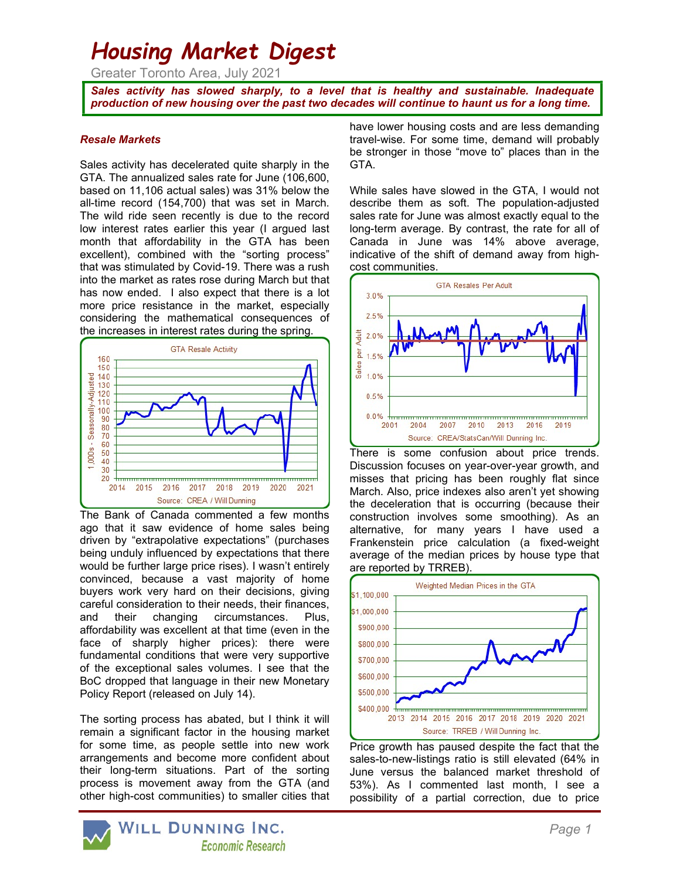# Housing Market Digest

Greater Toronto Area, July 2021

***Sales activity has slowed sharply, to a level that is healthy and sustainable. Inadequate production of new housing over the past two decades will continue to haunt us for a long time.***

### *Resale Markets*

Sales activity has decelerated quite sharply in the GTA. The annualized sales rate for June (106,600, based on 11,106 actual sales) was 31% below the all-time record (154,700) that was set in March. The wild ride seen recently is due to the record low interest rates earlier this year (I argued last month that affordability in the GTA has been excellent), combined with the "sorting process" that was stimulated by Covid-19. There was a rush into the market as rates rose during March but that has now ended. I also expect that there is a lot more price resistance in the market, especially considering the mathematical consequences of the increases in interest rates during the spring.

GTA Resale Activity

Source: CREA / Will Dunning

The Bank of Canada commented a few months ago that it saw evidence of home sales being driven by "extrapolative expectations" (purchases being unduly influenced by expectations that there would be further large price rises). I wasn't entirely convinced, because a vast majority of home buyers work very hard on their decisions, giving careful consideration to their needs, their finances, and their changing circumstances. Plus, affordability was excellent at that time (even in the face of sharply higher prices): there were fundamental conditions that were very supportive of the exceptional sales volumes. I see that the BoC dropped that language in their new Monetary Policy Report (released on July 14).

The sorting process has abated, but I think it will remain a significant factor in the housing market for some time, as people settle into new work arrangements and become more confident about their long-term situations. Part of the sorting process is movement away from the GTA (and other high-cost communities) to smaller cities that have lower housing costs and are less demanding travel-wise. For some time, demand will probably be stronger in those "move to" places than in the GTA.

While sales have slowed in the GTA, I would not describe them as soft. The population-adjusted sales rate for June was almost exactly equal to the long-term average. By contrast, the rate for all of Canada in June was 14% above average, indicative of the shift of demand away from high-cost communities.

GTA Resales Per Adult

Source: CREA/StatsCan/Will Dunning Inc.

There is some confusion about price trends. Discussion focuses on year-over-year growth, and misses that pricing has been roughly flat since March. Also, price indexes also aren't yet showing the deceleration that is occurring (because their construction involves some smoothing). As an alternative, for many years I have used a Frankenstein price calculation (a fixed-weight average of the median prices by house type that are reported by TRREB).

Weighted Median Prices in the GTA

Source: TRREB / Will Dunning Inc.

Price growth has paused despite the fact that the sales-to-new-listings ratio is still elevated (64% in June versus the balanced market threshold of 53%). As I commented last month, I see a possibility of a partial correction, due to price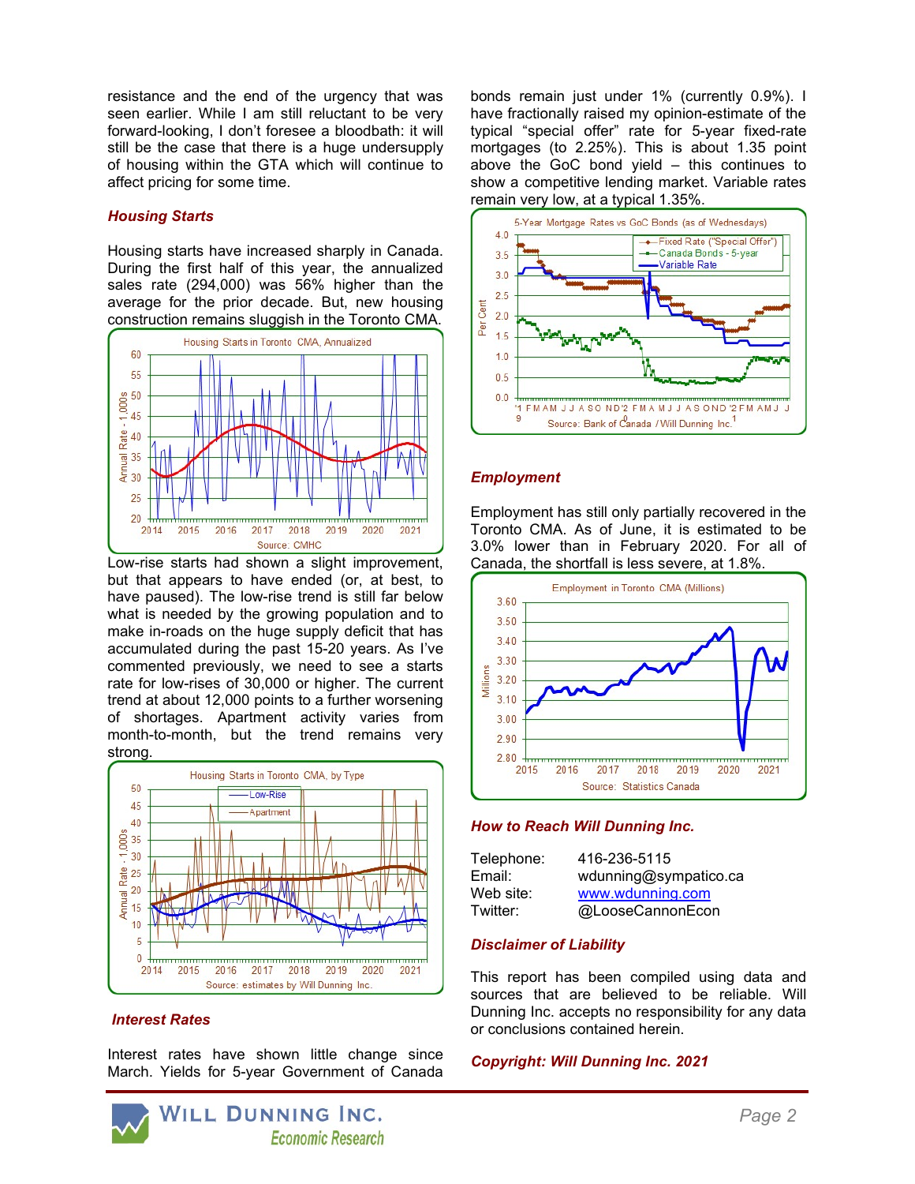resistance and the end of the urgency that was seen earlier. While I am still reluctant to be very forward-looking, I don't foresee a bloodbath: it will still be the case that there is a huge undersupply of housing within the GTA which will continue to affect pricing for some time.

### *Housing Starts*

Housing starts have increased sharply in Canada. During the first half of this year, the annualized sales rate (294,000) was 56% higher than the average for the prior decade. But, new housing construction remains sluggish in the Toronto CMA.

Housing Starts in Toronto CMA, Annualized
Annual Rate - 1,000s
60
55
50
45
40
35
30
25
20
2014 2015 2016 2017 2018 2019 2020 2021
Source: CMHC

Low-rise starts had shown a slight improvement, but that appears to have ended (or, at best, to have paused). The low-rise trend is still far below what is needed by the growing population and to make in-roads on the huge supply deficit that has accumulated during the past 15-20 years. As I've commented previously, we need to see a starts rate for low-rises of 30,000 or higher. The current trend at about 12,000 points to a further worsening of shortages. Apartment activity varies from month-to-month, but the trend remains very strong.

Housing Starts in Toronto CMA, by Type
Low-Rise
Apartment
Annual Rate - 1,000s
50
45
40
35
30
25
20
15
10
5
0
2014 2015 2016 2017 2018 2019 2020 2021
Source: estimates by Will Dunning Inc.

### *Interest Rates*

Interest rates have shown little change since March. Yields for 5-year Government of Canada bonds remain just under 1% (currently 0.9%). I have fractionally raised my opinion-estimate of the typical "special offer" rate for 5-year fixed-rate mortgages (to 2.25%). This is about 1.35 point above the GoC bond yield – this continues to show a competitive lending market. Variable rates remain very low, at a typical 1.35%.

5-Year Mortgage Rates vs GoC Bonds (as of Wednesdays)
Fixed Rate ("Special Offer")
Canada Bonds - 5-year
Variable Rate
Per Cent
4.0
3.5
3.0
2.5
2.0
1.5
1.0
0.5
0.0
'19 F M A M J J A S O N D '20 F M A M J J A S O N D '21 F M A M J J
Source: Bank of Canada / Will Dunning Inc.

### *Employment*

Employment has still only partially recovered in the Toronto CMA. As of June, it is estimated to be 3.0% lower than in February 2020. For all of Canada, the shortfall is less severe, at 1.8%.

Employment in Toronto CMA (Millions)
Millions
3.60
3.50
3.40
3.30
3.20
3.10
3.00
2.90
2.80
2015 2016 2017 2018 2019 2020 2021
Source: Statistics Canada

### *How to Reach Will Dunning Inc.*

| | |
|---|---|
| Telephone: | 416-236-5115 |
| Email: | wdunning@sympatico.ca |
| Web site: | www.wdunning.com |
| Twitter: | @LooseCannonEcon |

### *Disclaimer of Liability*

This report has been compiled using data and sources that are believed to be reliable. Will Dunning Inc. accepts no responsibility for any data or conclusions contained herein.

***Copyright: Will Dunning Inc. 2021***